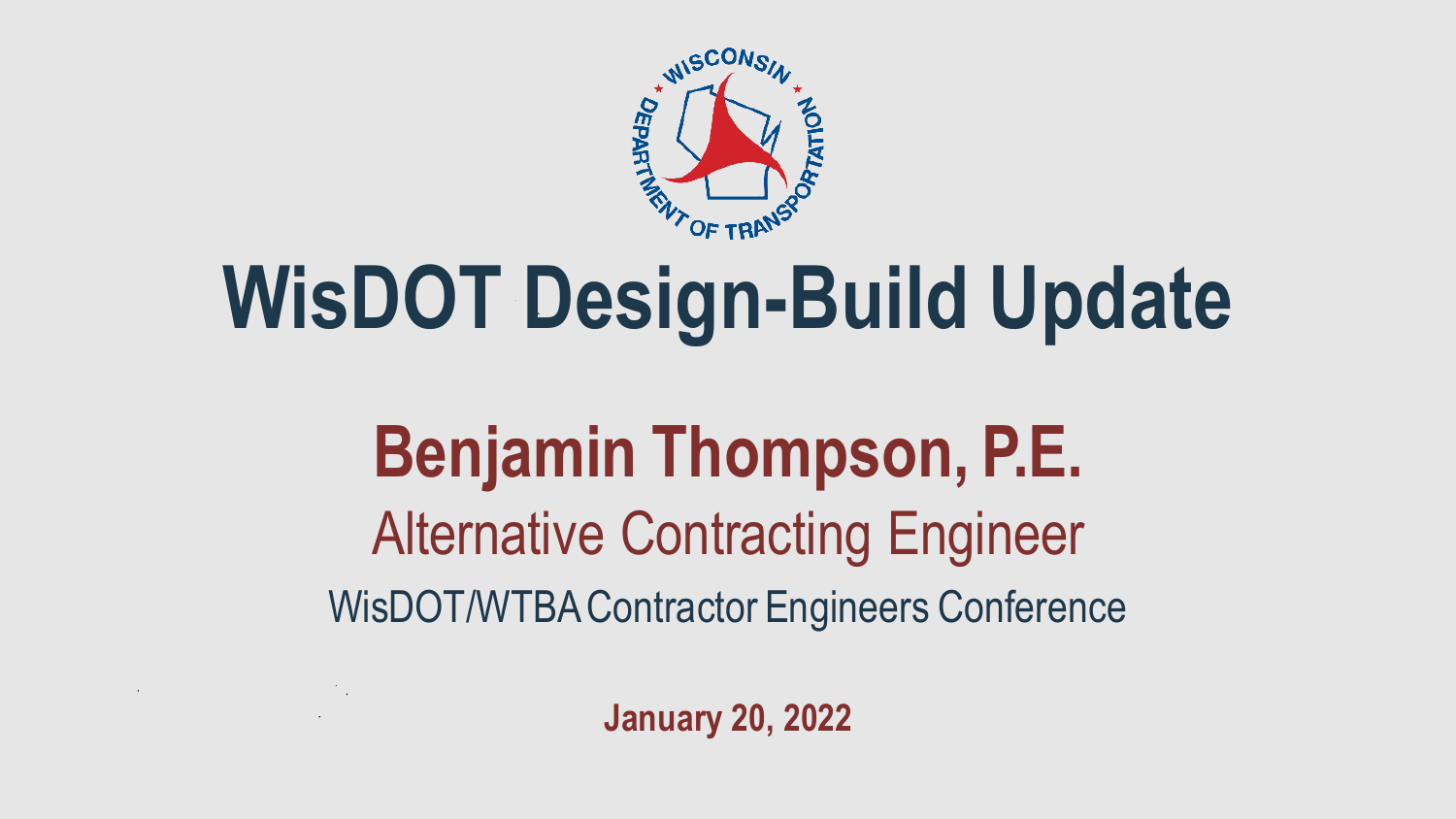# WisDOT Design-Build Update

## Benjamin Thompson, P.E.

Alternative Contracting Engineer

WisDOT/WTBA Contractor Engineers Conference

**January 20, 2022**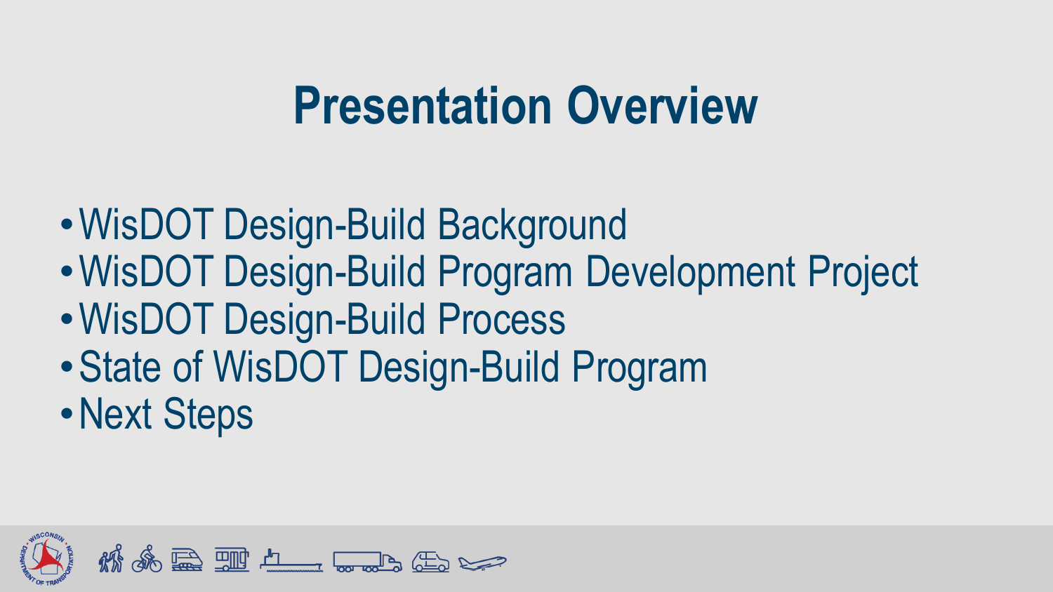# Presentation Overview

- WisDOT Design-Build Background
- WisDOT Design-Build Program Development Project
- WisDOT Design-Build Process
- State of WisDOT Design-Build Program
- Next Steps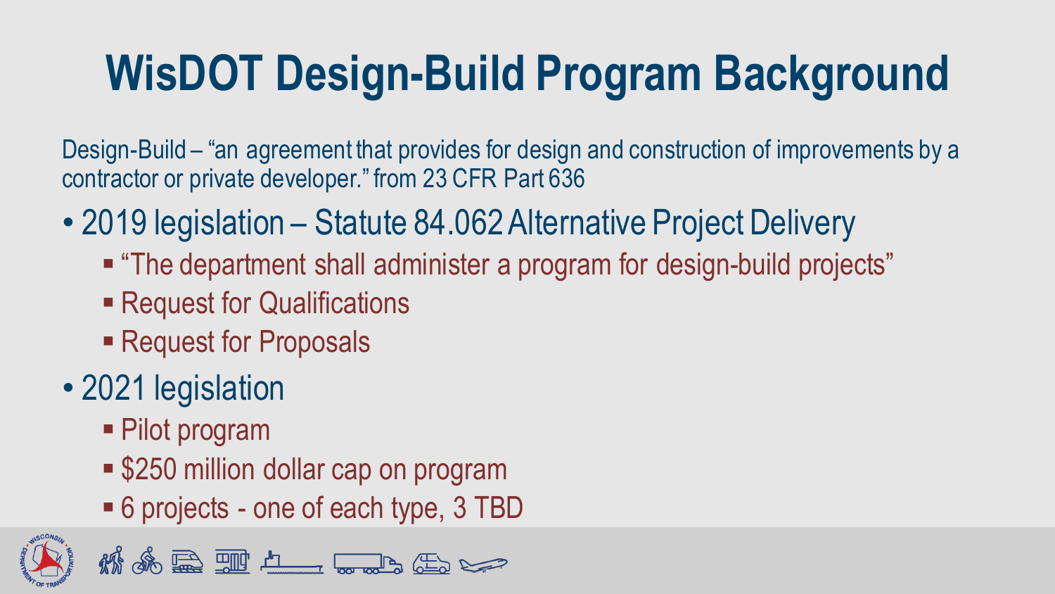# WisDOT Design-Build Program Background

Design-Build – "an agreement that provides for design and construction of improvements by a contractor or private developer." from 23 CFR Part 636

- 2019 legislation – Statute 84.062 Alternative Project Delivery
  - "The department shall administer a program for design-build projects"
  - Request for Qualifications
  - Request for Proposals
- 2021 legislation
  - Pilot program
  - $250 million dollar cap on program
  - 6 projects - one of each type, 3 TBD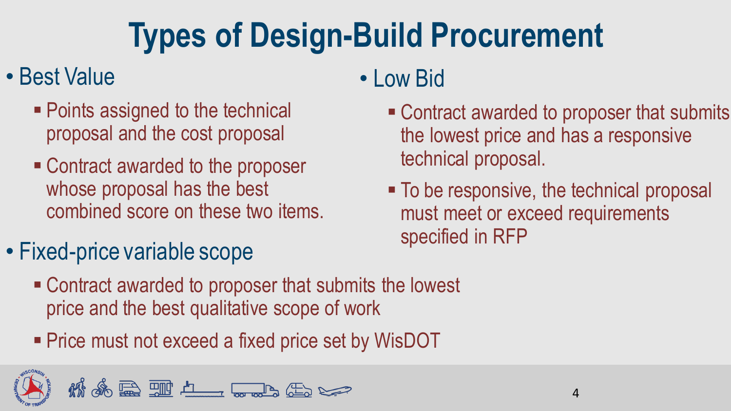# Types of Design-Build Procurement

- Best Value
  - Points assigned to the technical proposal and the cost proposal
  - Contract awarded to the proposer whose proposal has the best combined score on these two items.
- Low Bid
  - Contract awarded to proposer that submits the lowest price and has a responsive technical proposal.
  - To be responsive, the technical proposal must meet or exceed requirements specified in RFP
- Fixed-price variable scope
  - Contract awarded to proposer that submits the lowest price and the best qualitative scope of work
  - Price must not exceed a fixed price set by WisDOT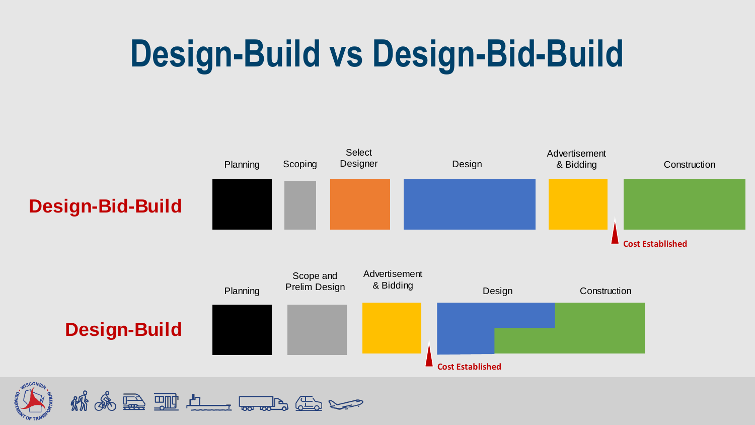# Design-Build vs Design-Bid-Build

**Design-Bid-Build**

Planning | Scoping | Select Designer | Design | Advertisement & Bidding | Construction

Cost Established

**Design-Build**

Planning | Scope and Prelim Design | Advertisement & Bidding | Design | Construction

Cost Established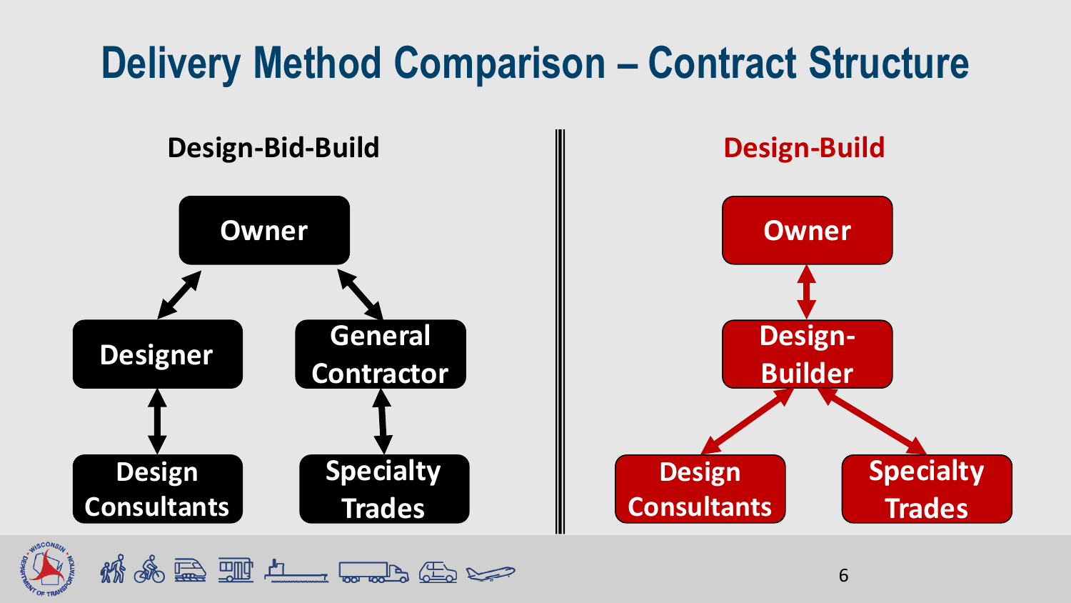# Delivery Method Comparison – Contract Structure

## Design-Bid-Build

- Owner
  - Designer
    - Design Consultants
  - General Contractor
    - Specialty Trades

## Design-Build

- Owner
  - Design-Builder
    - Design Consultants
    - Specialty Trades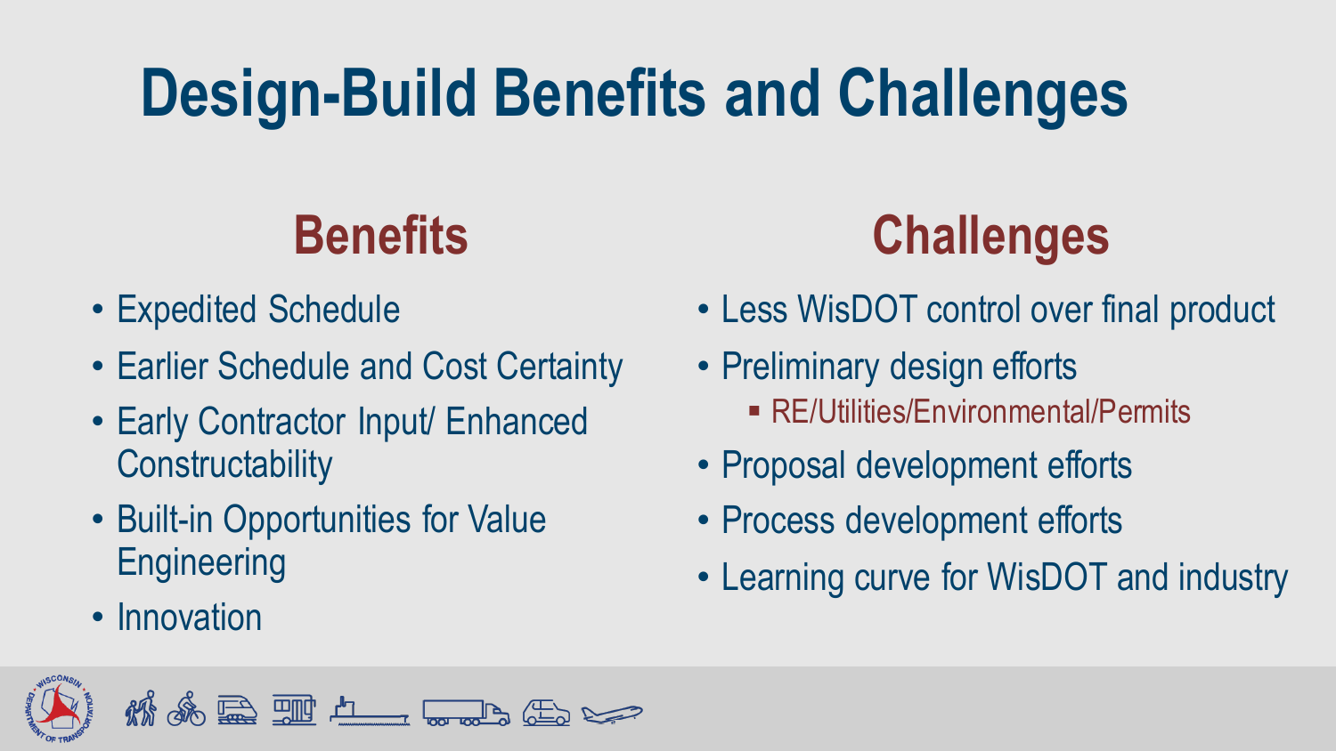# Design-Build Benefits and Challenges

## Benefits

- Expedited Schedule
- Earlier Schedule and Cost Certainty
- Early Contractor Input/ Enhanced Constructability
- Built-in Opportunities for Value Engineering
- Innovation

## Challenges

- Less WisDOT control over final product
- Preliminary design efforts
  - RE/Utilities/Environmental/Permits
- Proposal development efforts
- Process development efforts
- Learning curve for WisDOT and industry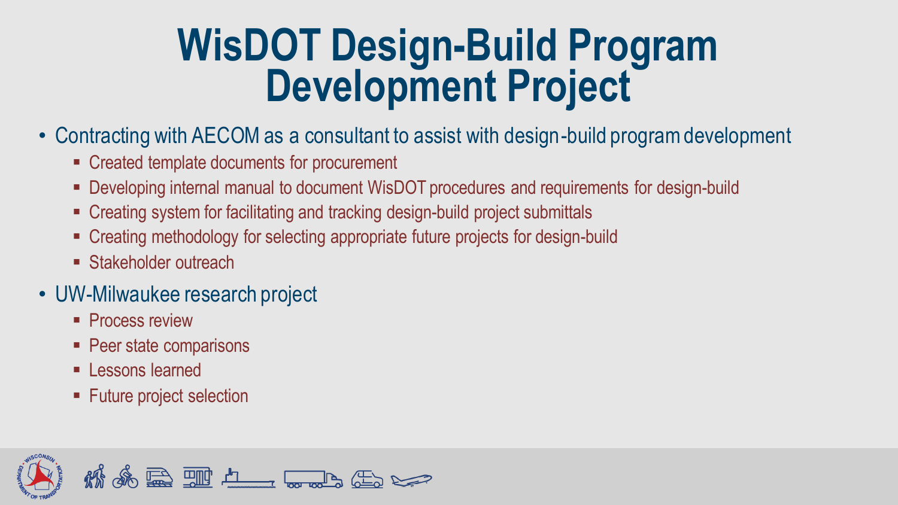# WisDOT Design-Build Program Development Project

- Contracting with AECOM as a consultant to assist with design-build program development
  - Created template documents for procurement
  - Developing internal manual to document WisDOT procedures and requirements for design-build
  - Creating system for facilitating and tracking design-build project submittals
  - Creating methodology for selecting appropriate future projects for design-build
  - Stakeholder outreach
- UW-Milwaukee research project
  - Process review
  - Peer state comparisons
  - Lessons learned
  - Future project selection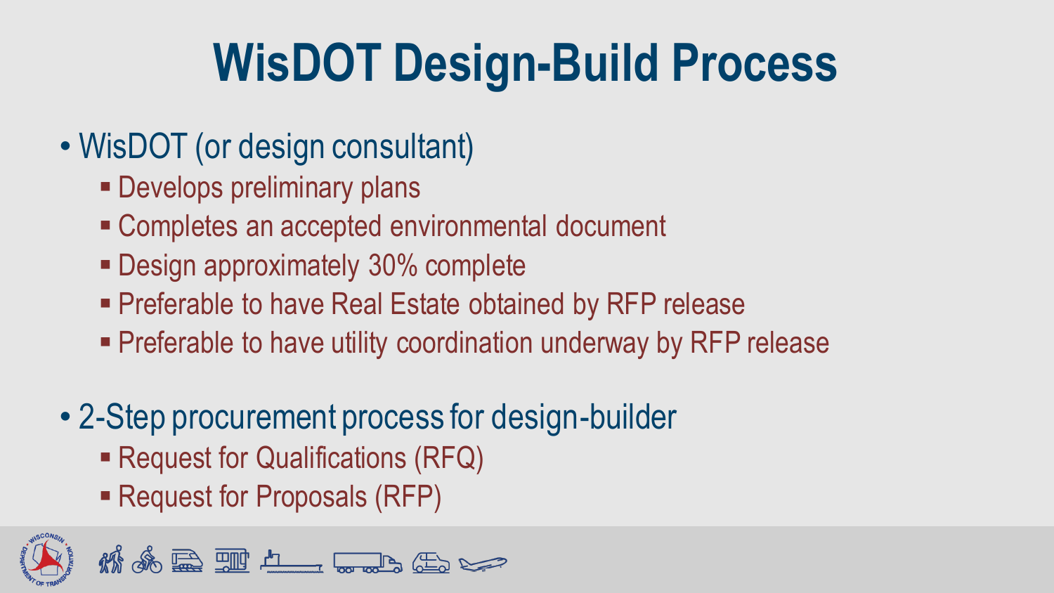# WisDOT Design-Build Process

- WisDOT (or design consultant)
  - Develops preliminary plans
  - Completes an accepted environmental document
  - Design approximately 30% complete
  - Preferable to have Real Estate obtained by RFP release
  - Preferable to have utility coordination underway by RFP release
- 2-Step procurement process for design-builder
  - Request for Qualifications (RFQ)
  - Request for Proposals (RFP)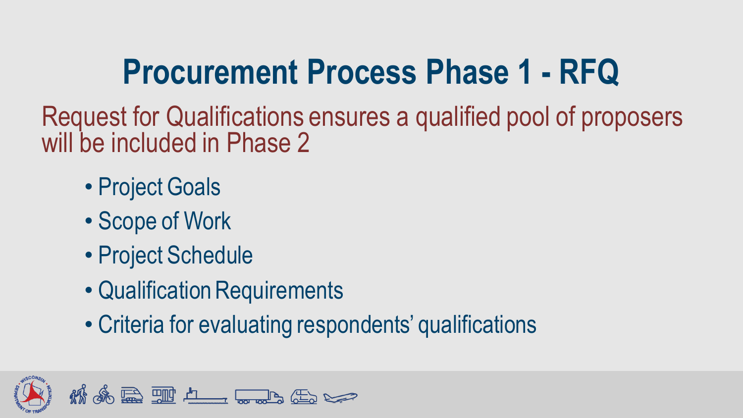# Procurement Process Phase 1 - RFQ

Request for Qualifications ensures a qualified pool of proposers will be included in Phase 2

- Project Goals
- Scope of Work
- Project Schedule
- Qualification Requirements
- Criteria for evaluating respondents' qualifications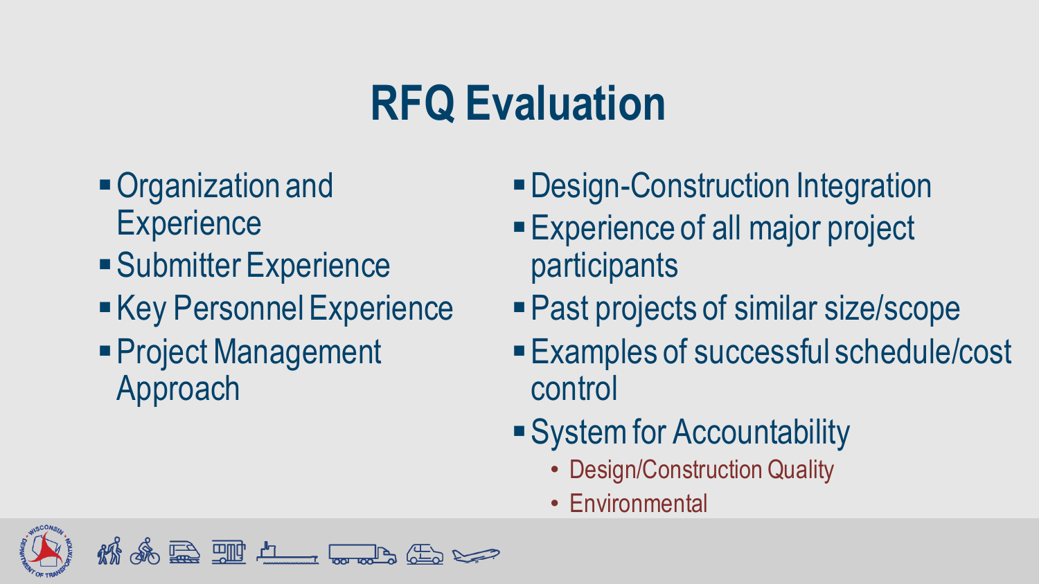# RFQ Evaluation

- Organization and Experience
- Submitter Experience
- Key Personnel Experience
- Project Management Approach
- Design-Construction Integration
- Experience of all major project participants
- Past projects of similar size/scope
- Examples of successful schedule/cost control
- System for Accountability
  - Design/Construction Quality
  - Environmental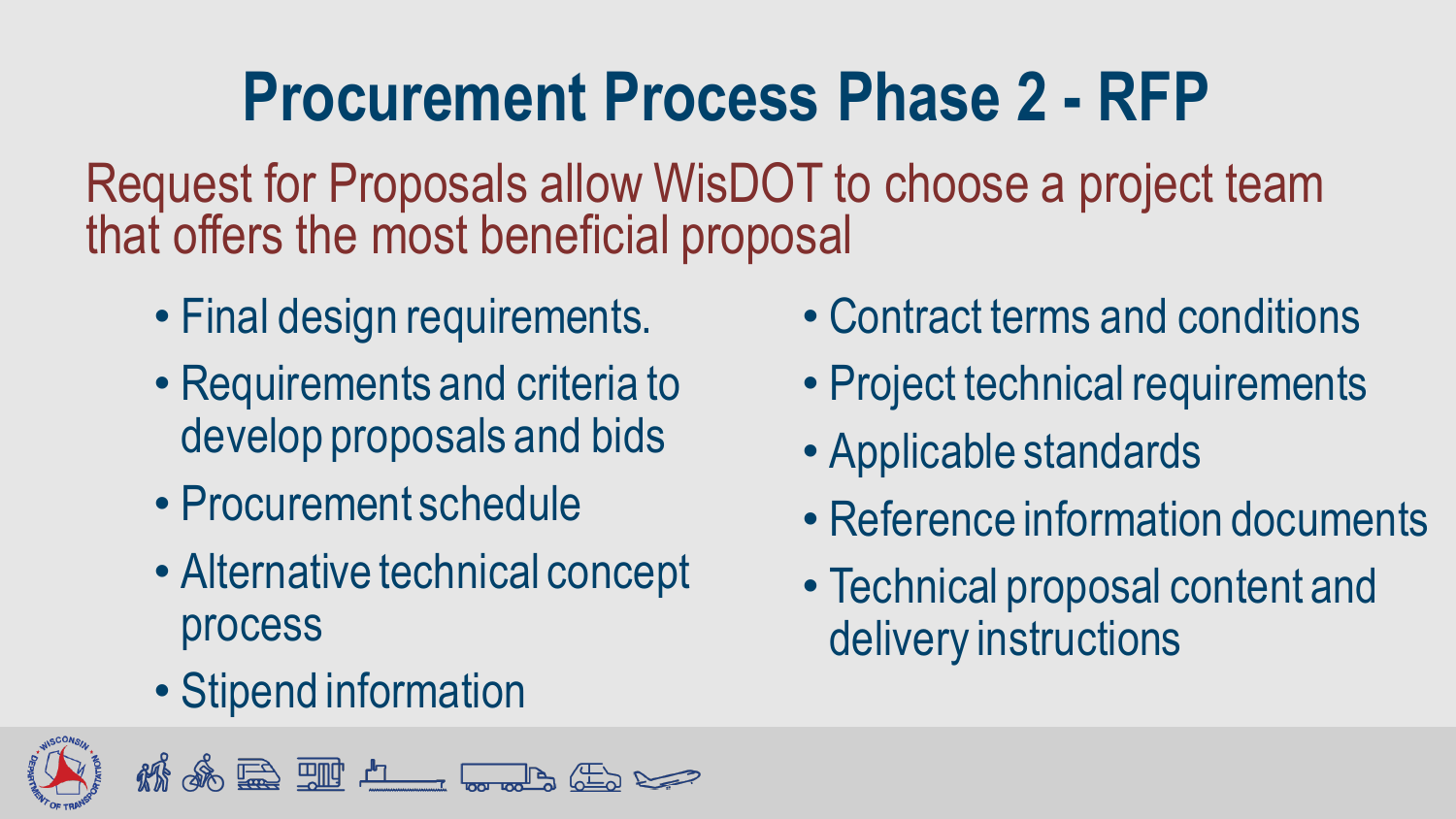# Procurement Process Phase 2 - RFP

Request for Proposals allow WisDOT to choose a project team that offers the most beneficial proposal

- Final design requirements.
- Requirements and criteria to develop proposals and bids
- Procurement schedule
- Alternative technical concept process
- Stipend information
- Contract terms and conditions
- Project technical requirements
- Applicable standards
- Reference information documents
- Technical proposal content and delivery instructions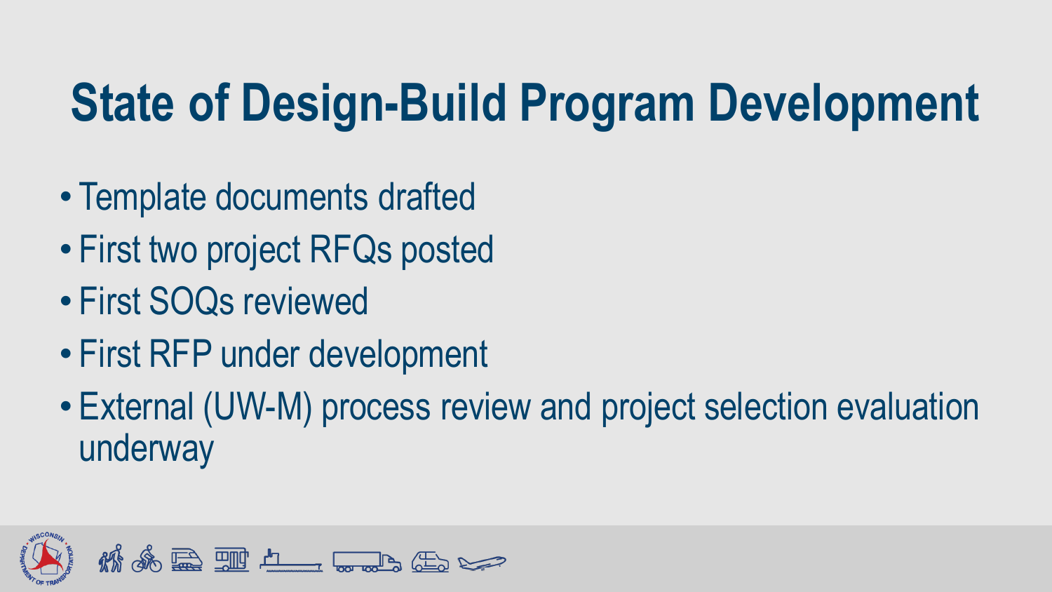# State of Design-Build Program Development

- Template documents drafted
- First two project RFQs posted
- First SOQs reviewed
- First RFP under development
- External (UW-M) process review and project selection evaluation underway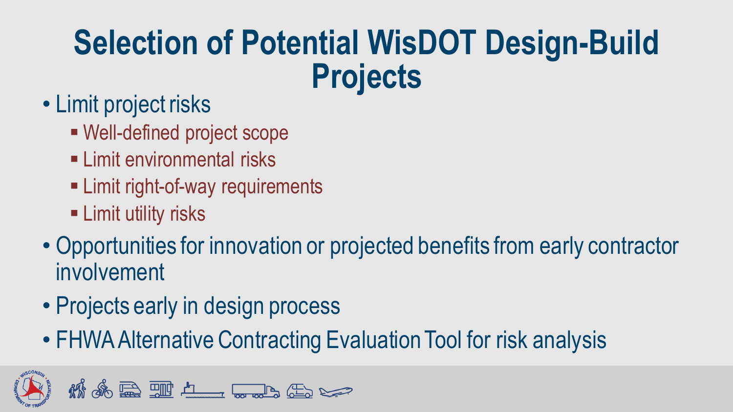# Selection of Potential WisDOT Design-Build Projects

- Limit project risks
  - Well-defined project scope
  - Limit environmental risks
  - Limit right-of-way requirements
  - Limit utility risks
- Opportunities for innovation or projected benefits from early contractor involvement
- Projects early in design process
- FHWA Alternative Contracting Evaluation Tool for risk analysis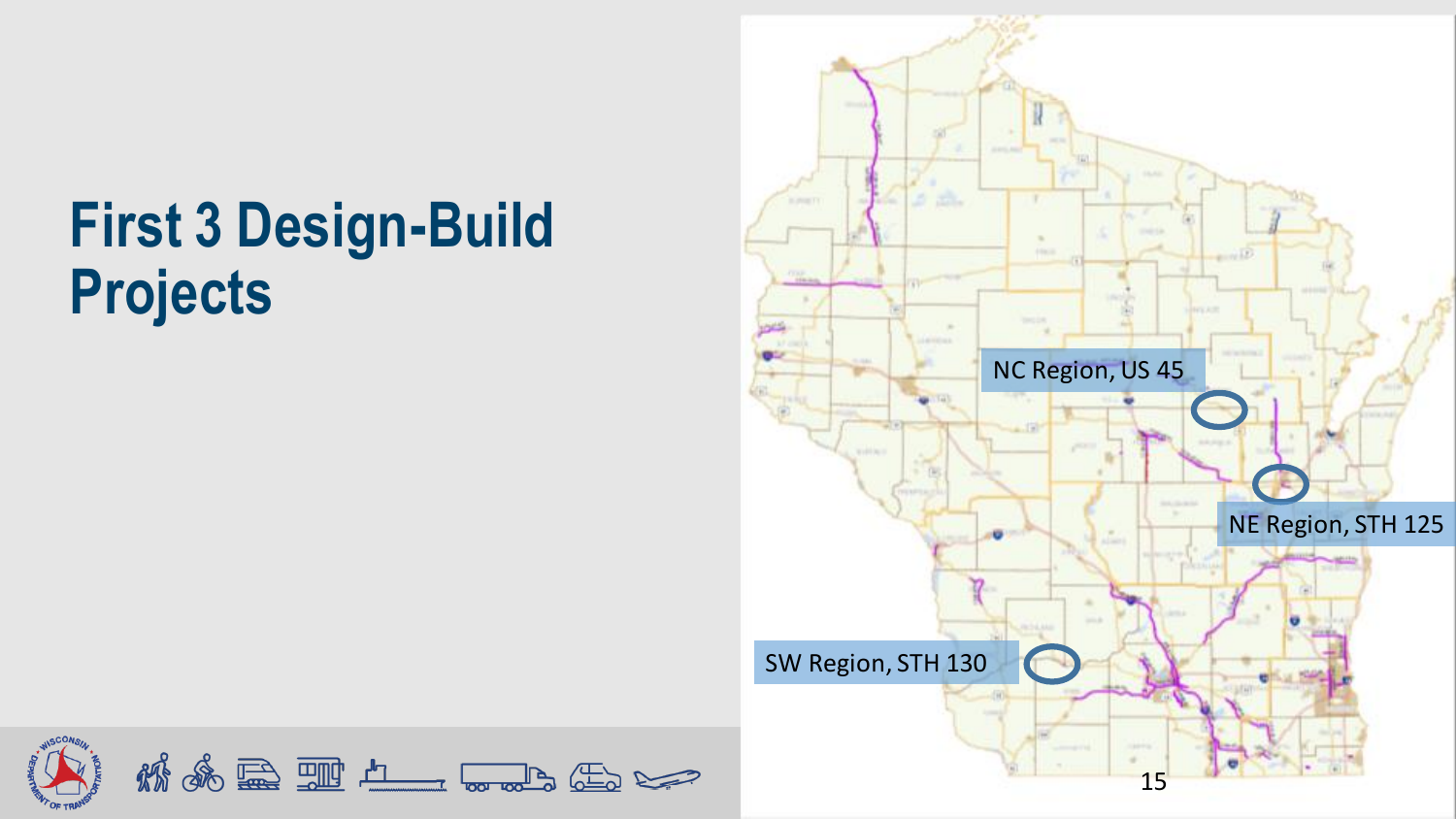# First 3 Design-Build Projects

NC Region, US 45

NE Region, STH 125

SW Region, STH 130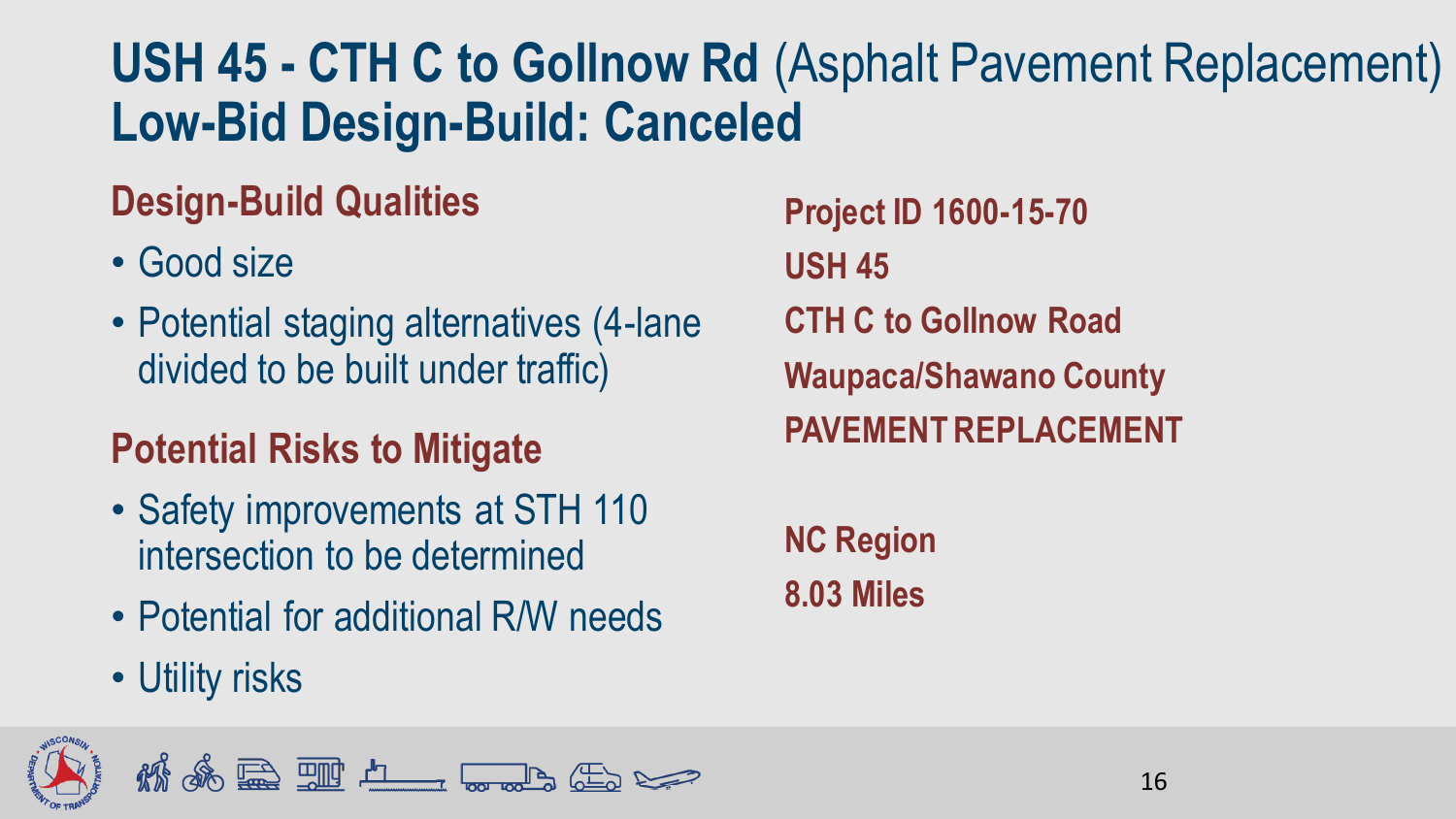# **USH 45 - CTH C to Gollnow Rd** (Asphalt Pavement Replacement) **Low-Bid Design-Build: Canceled**

## Design-Build Qualities

- Good size
- Potential staging alternatives (4-lane divided to be built under traffic)

## Potential Risks to Mitigate

- Safety improvements at STH 110 intersection to be determined
- Potential for additional R/W needs
- Utility risks

**Project ID 1600-15-70**
**USH 45**
**CTH C to Gollnow Road**
**Waupaca/Shawano County**
**PAVEMENT REPLACEMENT**

**NC Region**
**8.03 Miles**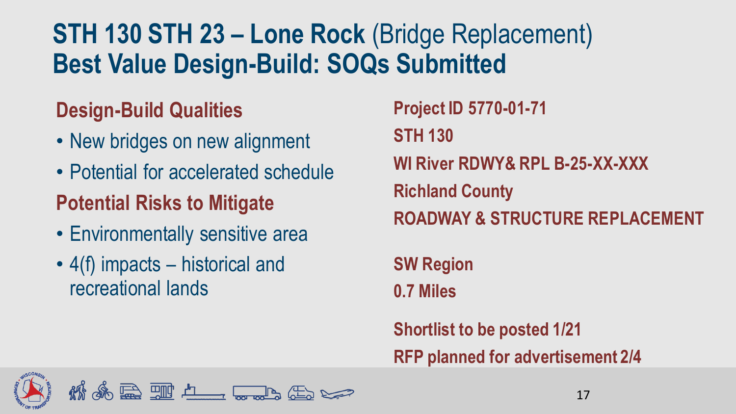# STH 130 STH 23 – Lone Rock (Bridge Replacement)
# Best Value Design-Build: SOQs Submitted

## Design-Build Qualities

- New bridges on new alignment
- Potential for accelerated schedule

## Potential Risks to Mitigate

- Environmentally sensitive area
- 4(f) impacts – historical and recreational lands

**Project ID 5770-01-71**

**STH 130**

**WI River RDWY& RPL B-25-XX-XXX**

**Richland County**

**ROADWAY & STRUCTURE REPLACEMENT**

**SW Region**

**0.7 Miles**

**Shortlist to be posted 1/21**

**RFP planned for advertisement 2/4**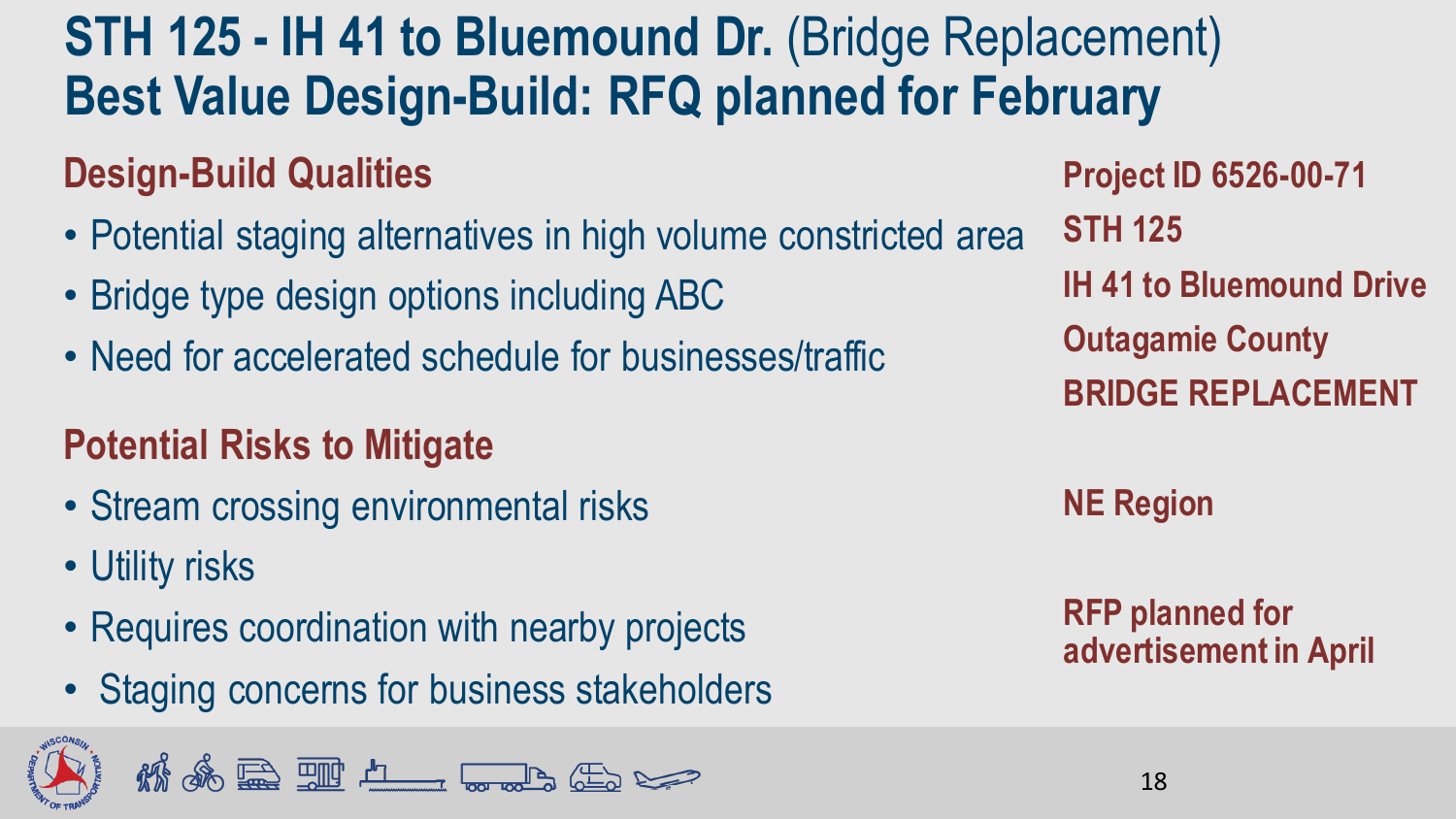# STH 125 - IH 41 to Bluemound Dr. (Bridge Replacement)
# Best Value Design-Build: RFQ planned for February

## Design-Build Qualities

- Potential staging alternatives in high volume constricted area
- Bridge type design options including ABC
- Need for accelerated schedule for businesses/traffic

## Potential Risks to Mitigate

- Stream crossing environmental risks
- Utility risks
- Requires coordination with nearby projects
- Staging concerns for business stakeholders

**Project ID 6526-00-71**
**STH 125**
**IH 41 to Bluemound Drive**
**Outagamie County**
**BRIDGE REPLACEMENT**

**NE Region**

**RFP planned for advertisement in April**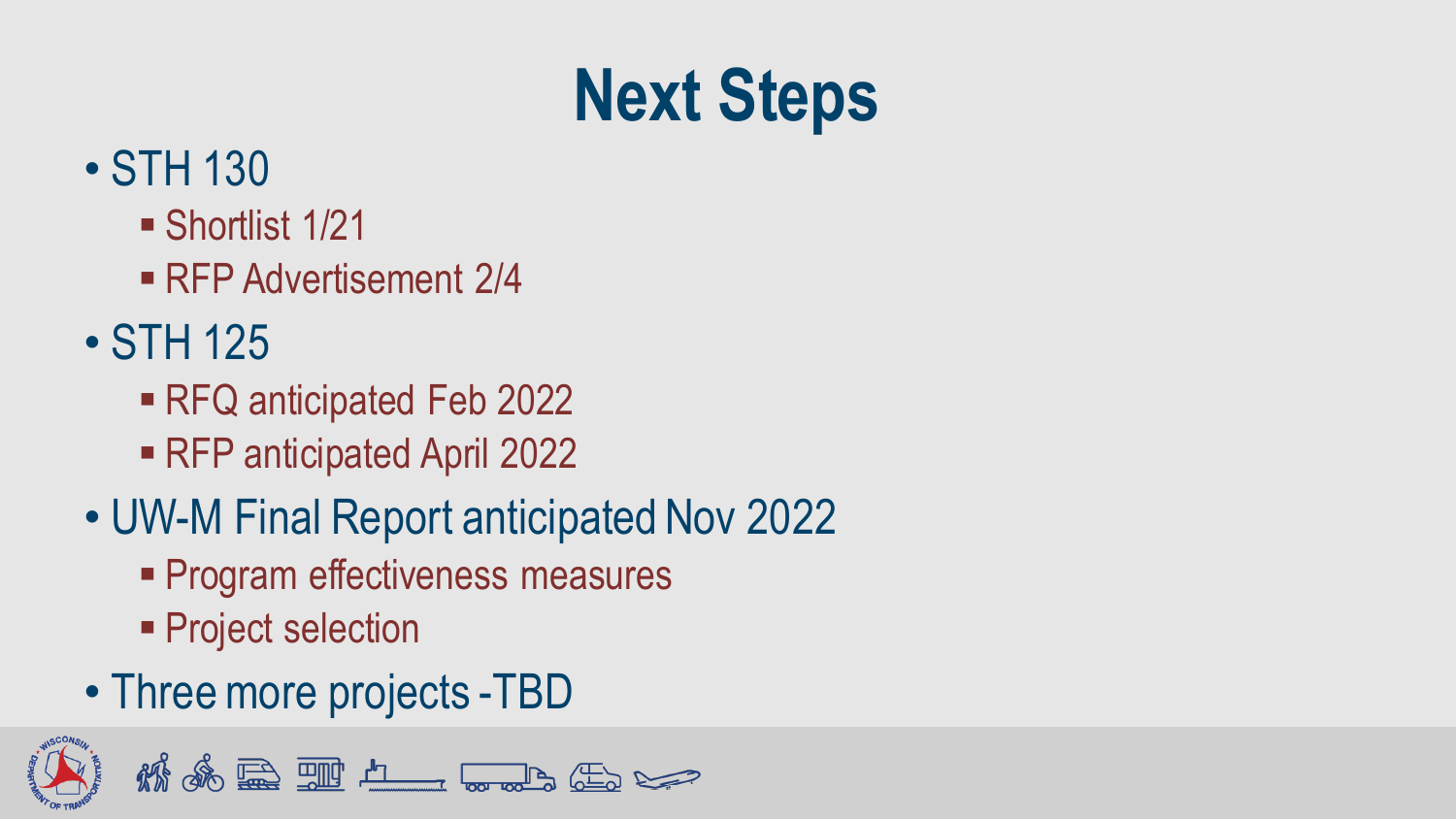# Next Steps

- STH 130
  - Shortlist 1/21
  - RFP Advertisement 2/4
- STH 125
  - RFQ anticipated Feb 2022
  - RFP anticipated April 2022
- UW-M Final Report anticipated Nov 2022
  - Program effectiveness measures
  - Project selection
- Three more projects -TBD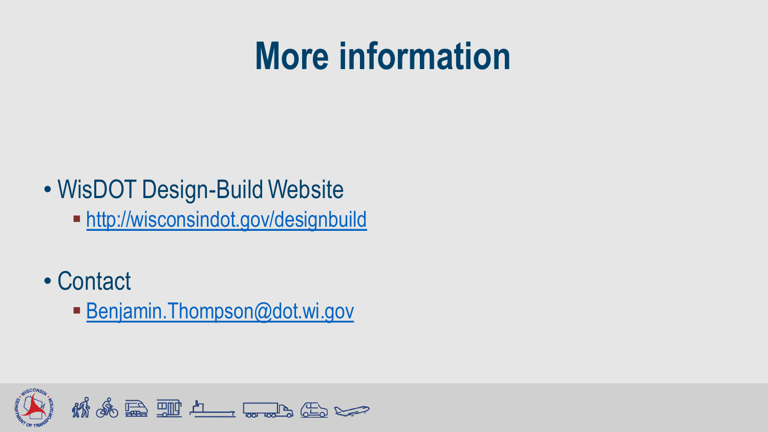# More information

- WisDOT Design-Build Website
  - http://wisconsindot.gov/designbuild
- Contact
  - Benjamin.Thompson@dot.wi.gov